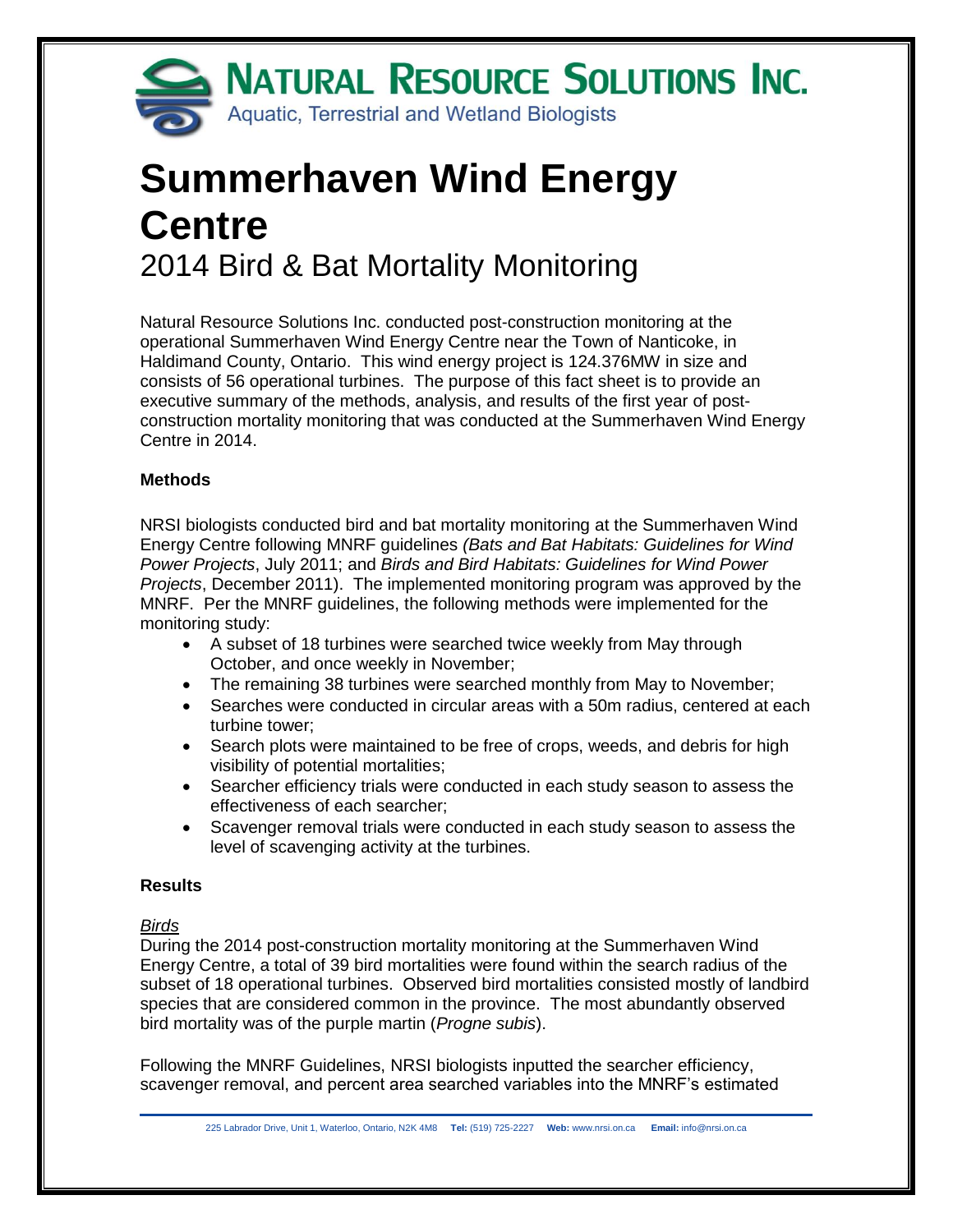**NATURAL RESOURCE SOLUTIONS INC.**
Aquatic, Terrestrial and Wetland Biologists

# Summerhaven Wind Energy Centre

## 2014 Bird & Bat Mortality Monitoring

Natural Resource Solutions Inc. conducted post-construction monitoring at the operational Summerhaven Wind Energy Centre near the Town of Nanticoke, in Haldimand County, Ontario. This wind energy project is 124.376MW in size and consists of 56 operational turbines. The purpose of this fact sheet is to provide an executive summary of the methods, analysis, and results of the first year of post-construction mortality monitoring that was conducted at the Summerhaven Wind Energy Centre in 2014.

### Methods

NRSI biologists conducted bird and bat mortality monitoring at the Summerhaven Wind Energy Centre following MNRF guidelines *(Bats and Bat Habitats: Guidelines for Wind Power Projects*, July 2011; and *Birds and Bird Habitats: Guidelines for Wind Power Projects*, December 2011). The implemented monitoring program was approved by the MNRF. Per the MNRF guidelines, the following methods were implemented for the monitoring study:

- A subset of 18 turbines were searched twice weekly from May through October, and once weekly in November;
- The remaining 38 turbines were searched monthly from May to November;
- Searches were conducted in circular areas with a 50m radius, centered at each turbine tower;
- Search plots were maintained to be free of crops, weeds, and debris for high visibility of potential mortalities;
- Searcher efficiency trials were conducted in each study season to assess the effectiveness of each searcher;
- Scavenger removal trials were conducted in each study season to assess the level of scavenging activity at the turbines.

### Results

*Birds*

During the 2014 post-construction mortality monitoring at the Summerhaven Wind Energy Centre, a total of 39 bird mortalities were found within the search radius of the subset of 18 operational turbines. Observed bird mortalities consisted mostly of landbird species that are considered common in the province. The most abundantly observed bird mortality was of the purple martin (*Progne subis*).

Following the MNRF Guidelines, NRSI biologists inputted the searcher efficiency, scavenger removal, and percent area searched variables into the MNRF's estimated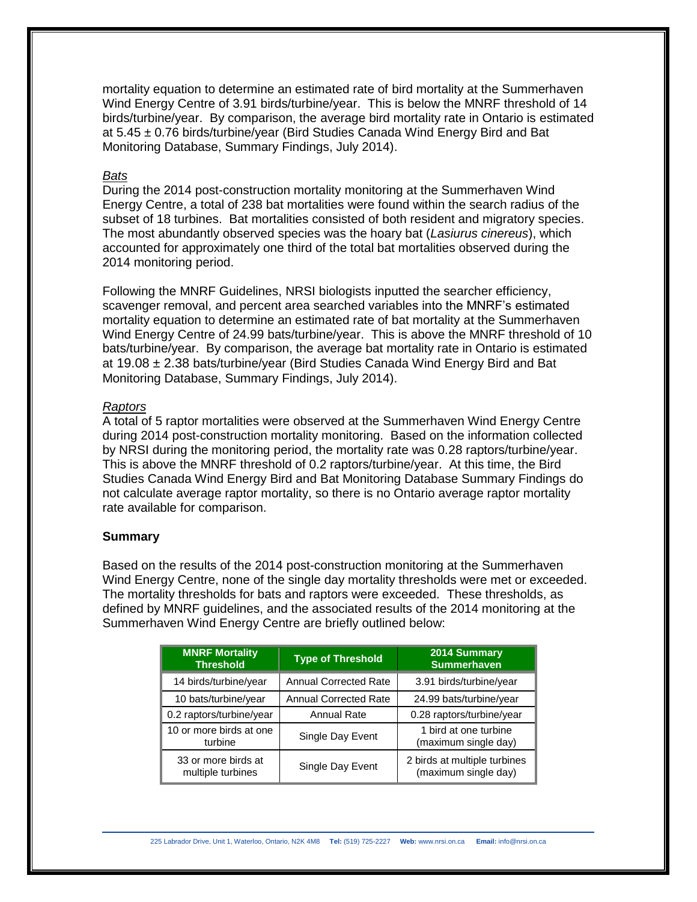mortality equation to determine an estimated rate of bird mortality at the Summerhaven Wind Energy Centre of 3.91 birds/turbine/year. This is below the MNRF threshold of 14 birds/turbine/year. By comparison, the average bird mortality rate in Ontario is estimated at 5.45 ± 0.76 birds/turbine/year (Bird Studies Canada Wind Energy Bird and Bat Monitoring Database, Summary Findings, July 2014).

*Bats*

During the 2014 post-construction mortality monitoring at the Summerhaven Wind Energy Centre, a total of 238 bat mortalities were found within the search radius of the subset of 18 turbines. Bat mortalities consisted of both resident and migratory species. The most abundantly observed species was the hoary bat (*Lasiurus cinereus*), which accounted for approximately one third of the total bat mortalities observed during the 2014 monitoring period.

Following the MNRF Guidelines, NRSI biologists inputted the searcher efficiency, scavenger removal, and percent area searched variables into the MNRF's estimated mortality equation to determine an estimated rate of bat mortality at the Summerhaven Wind Energy Centre of 24.99 bats/turbine/year. This is above the MNRF threshold of 10 bats/turbine/year. By comparison, the average bat mortality rate in Ontario is estimated at 19.08 ± 2.38 bats/turbine/year (Bird Studies Canada Wind Energy Bird and Bat Monitoring Database, Summary Findings, July 2014).

*Raptors*

A total of 5 raptor mortalities were observed at the Summerhaven Wind Energy Centre during 2014 post-construction mortality monitoring. Based on the information collected by NRSI during the monitoring period, the mortality rate was 0.28 raptors/turbine/year. This is above the MNRF threshold of 0.2 raptors/turbine/year. At this time, the Bird Studies Canada Wind Energy Bird and Bat Monitoring Database Summary Findings do not calculate average raptor mortality, so there is no Ontario average raptor mortality rate available for comparison.

**Summary**

Based on the results of the 2014 post-construction monitoring at the Summerhaven Wind Energy Centre, none of the single day mortality thresholds were met or exceeded. The mortality thresholds for bats and raptors were exceeded. These thresholds, as defined by MNRF guidelines, and the associated results of the 2014 monitoring at the Summerhaven Wind Energy Centre are briefly outlined below:

| MNRF Mortality Threshold | Type of Threshold | 2014 Summary Summerhaven |
|---|---|---|
| 14 birds/turbine/year | Annual Corrected Rate | 3.91 birds/turbine/year |
| 10 bats/turbine/year | Annual Corrected Rate | 24.99 bats/turbine/year |
| 0.2 raptors/turbine/year | Annual Rate | 0.28 raptors/turbine/year |
| 10 or more birds at one turbine | Single Day Event | 1 bird at one turbine (maximum single day) |
| 33 or more birds at multiple turbines | Single Day Event | 2 birds at multiple turbines (maximum single day) |